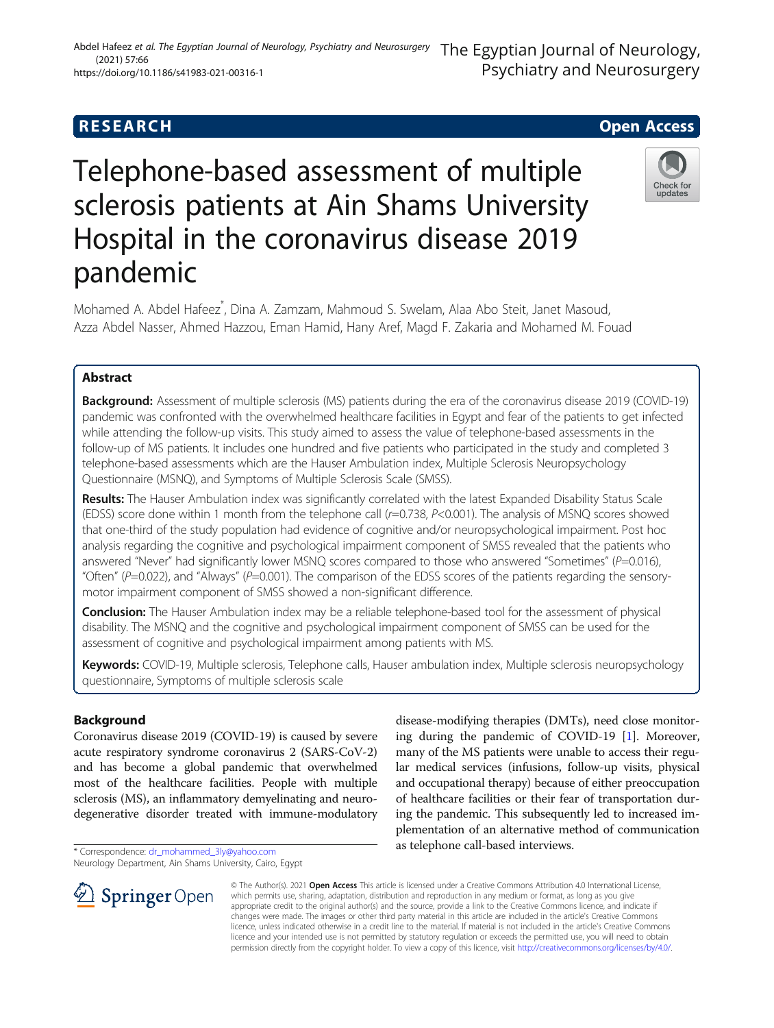RESEARCH

Open Access

# Telephone-based assessment of multiple sclerosis patients at Ain Shams University Hospital in the coronavirus disease 2019 pandemic

Mohamed A. Abdel Hafeez*, Dina A. Zamzam, Mahmoud S. Swelam, Alaa Abo Steit, Janet Masoud, Azza Abdel Nasser, Ahmed Hazzou, Eman Hamid, Hany Aref, Magd F. Zakaria and Mohamed M. Fouad

## Abstract

**Background:** Assessment of multiple sclerosis (MS) patients during the era of the coronavirus disease 2019 (COVID-19) pandemic was confronted with the overwhelmed healthcare facilities in Egypt and fear of the patients to get infected while attending the follow-up visits. This study aimed to assess the value of telephone-based assessments in the follow-up of MS patients. It includes one hundred and five patients who participated in the study and completed 3 telephone-based assessments which are the Hauser Ambulation index, Multiple Sclerosis Neuropsychology Questionnaire (MSNQ), and Symptoms of Multiple Sclerosis Scale (SMSS).

**Results:** The Hauser Ambulation index was significantly correlated with the latest Expanded Disability Status Scale (EDSS) score done within 1 month from the telephone call ($r$=0.738, $P$<0.001). The analysis of MSNQ scores showed that one-third of the study population had evidence of cognitive and/or neuropsychological impairment. Post hoc analysis regarding the cognitive and psychological impairment component of SMSS revealed that the patients who answered "Never" had significantly lower MSNQ scores compared to those who answered "Sometimes" ($P$=0.016), "Often" ($P$=0.022), and "Always" ($P$=0.001). The comparison of the EDSS scores of the patients regarding the sensory-motor impairment component of SMSS showed a non-significant difference.

**Conclusion:** The Hauser Ambulation index may be a reliable telephone-based tool for the assessment of physical disability. The MSNQ and the cognitive and psychological impairment component of SMSS can be used for the assessment of cognitive and psychological impairment among patients with MS.

**Keywords:** COVID-19, Multiple sclerosis, Telephone calls, Hauser ambulation index, Multiple sclerosis neuropsychology questionnaire, Symptoms of multiple sclerosis scale

## Background

Coronavirus disease 2019 (COVID-19) is caused by severe acute respiratory syndrome coronavirus 2 (SARS-CoV-2) and has become a global pandemic that overwhelmed most of the healthcare facilities. People with multiple sclerosis (MS), an inflammatory demyelinating and neurodegenerative disorder treated with immune-modulatory disease-modifying therapies (DMTs), need close monitoring during the pandemic of COVID-19 [1]. Moreover, many of the MS patients were unable to access their regular medical services (infusions, follow-up visits, physical and occupational therapy) because of either preoccupation of healthcare facilities or their fear of transportation during the pandemic. This subsequently led to increased implementation of an alternative method of communication as telephone call-based interviews.

* Correspondence: dr_mohammed_3ly@yahoo.com
Neurology Department, Ain Shams University, Cairo, Egypt

© The Author(s). 2021 **Open Access** This article is licensed under a Creative Commons Attribution 4.0 International License, which permits use, sharing, adaptation, distribution and reproduction in any medium or format, as long as you give appropriate credit to the original author(s) and the source, provide a link to the Creative Commons licence, and indicate if changes were made. The images or other third party material in this article are included in the article's Creative Commons licence, unless indicated otherwise in a credit line to the material. If material is not included in the article's Creative Commons licence and your intended use is not permitted by statutory regulation or exceeds the permitted use, you will need to obtain permission directly from the copyright holder. To view a copy of this licence, visit http://creativecommons.org/licenses/by/4.0/.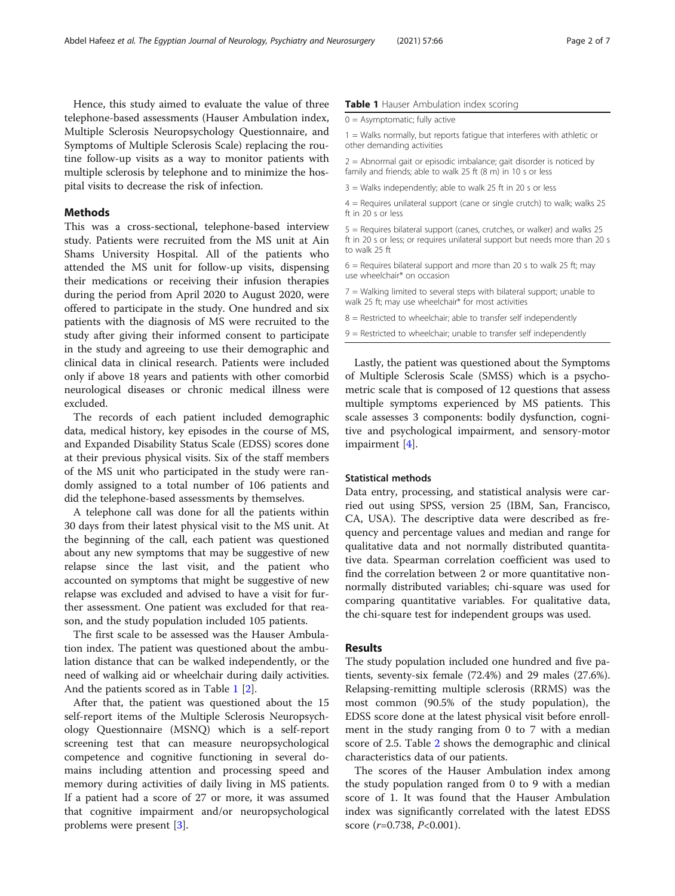Hence, this study aimed to evaluate the value of three telephone-based assessments (Hauser Ambulation index, Multiple Sclerosis Neuropsychology Questionnaire, and Symptoms of Multiple Sclerosis Scale) replacing the routine follow-up visits as a way to monitor patients with multiple sclerosis by telephone and to minimize the hospital visits to decrease the risk of infection.

## Methods

This was a cross-sectional, telephone-based interview study. Patients were recruited from the MS unit at Ain Shams University Hospital. All of the patients who attended the MS unit for follow-up visits, dispensing their medications or receiving their infusion therapies during the period from April 2020 to August 2020, were offered to participate in the study. One hundred and six patients with the diagnosis of MS were recruited to the study after giving their informed consent to participate in the study and agreeing to use their demographic and clinical data in clinical research. Patients were included only if above 18 years and patients with other comorbid neurological diseases or chronic medical illness were excluded.

The records of each patient included demographic data, medical history, key episodes in the course of MS, and Expanded Disability Status Scale (EDSS) scores done at their previous physical visits. Six of the staff members of the MS unit who participated in the study were randomly assigned to a total number of 106 patients and did the telephone-based assessments by themselves.

A telephone call was done for all the patients within 30 days from their latest physical visit to the MS unit. At the beginning of the call, each patient was questioned about any new symptoms that may be suggestive of new relapse since the last visit, and the patient who accounted on symptoms that might be suggestive of new relapse was excluded and advised to have a visit for further assessment. One patient was excluded for that reason, and the study population included 105 patients.

The first scale to be assessed was the Hauser Ambulation index. The patient was questioned about the ambulation distance that can be walked independently, or the need of walking aid or wheelchair during daily activities. And the patients scored as in Table 1 [2].

**Table 1** Hauser Ambulation index scoring

| |
|---|
| 0 = Asymptomatic; fully active |
| 1 = Walks normally, but reports fatigue that interferes with athletic or other demanding activities |
| 2 = Abnormal gait or episodic imbalance; gait disorder is noticed by family and friends; able to walk 25 ft (8 m) in 10 s or less |
| 3 = Walks independently; able to walk 25 ft in 20 s or less |
| 4 = Requires unilateral support (cane or single crutch) to walk; walks 25 ft in 20 s or less |
| 5 = Requires bilateral support (canes, crutches, or walker) and walks 25 ft in 20 s or less; or requires unilateral support but needs more than 20 s to walk 25 ft |
| 6 = Requires bilateral support and more than 20 s to walk 25 ft; may use wheelchair* on occasion |
| 7 = Walking limited to several steps with bilateral support; unable to walk 25 ft; may use wheelchair* for most activities |
| 8 = Restricted to wheelchair; able to transfer self independently |
| 9 = Restricted to wheelchair; unable to transfer self independently |

After that, the patient was questioned about the 15 self-report items of the Multiple Sclerosis Neuropsychology Questionnaire (MSNQ) which is a self-report screening test that can measure neuropsychological competence and cognitive functioning in several domains including attention and processing speed and memory during activities of daily living in MS patients. If a patient had a score of 27 or more, it was assumed that cognitive impairment and/or neuropsychological problems were present [3].

Lastly, the patient was questioned about the Symptoms of Multiple Sclerosis Scale (SMSS) which is a psychometric scale that is composed of 12 questions that assess multiple symptoms experienced by MS patients. This scale assesses 3 components: bodily dysfunction, cognitive and psychological impairment, and sensory-motor impairment [4].

### Statistical methods

Data entry, processing, and statistical analysis were carried out using SPSS, version 25 (IBM, San, Francisco, CA, USA). The descriptive data were described as frequency and percentage values and median and range for qualitative data and not normally distributed quantitative data. Spearman correlation coefficient was used to find the correlation between 2 or more quantitative nonnormally distributed variables; chi-square was used for comparing quantitative variables. For qualitative data, the chi-square test for independent groups was used.

## Results

The study population included one hundred and five patients, seventy-six female (72.4%) and 29 males (27.6%). Relapsing-remitting multiple sclerosis (RRMS) was the most common (90.5% of the study population), the EDSS score done at the latest physical visit before enrollment in the study ranging from 0 to 7 with a median score of 2.5. Table 2 shows the demographic and clinical characteristics data of our patients.

The scores of the Hauser Ambulation index among the study population ranged from 0 to 9 with a median score of 1. It was found that the Hauser Ambulation index was significantly correlated with the latest EDSS score ($r$=0.738, $P$<0.001).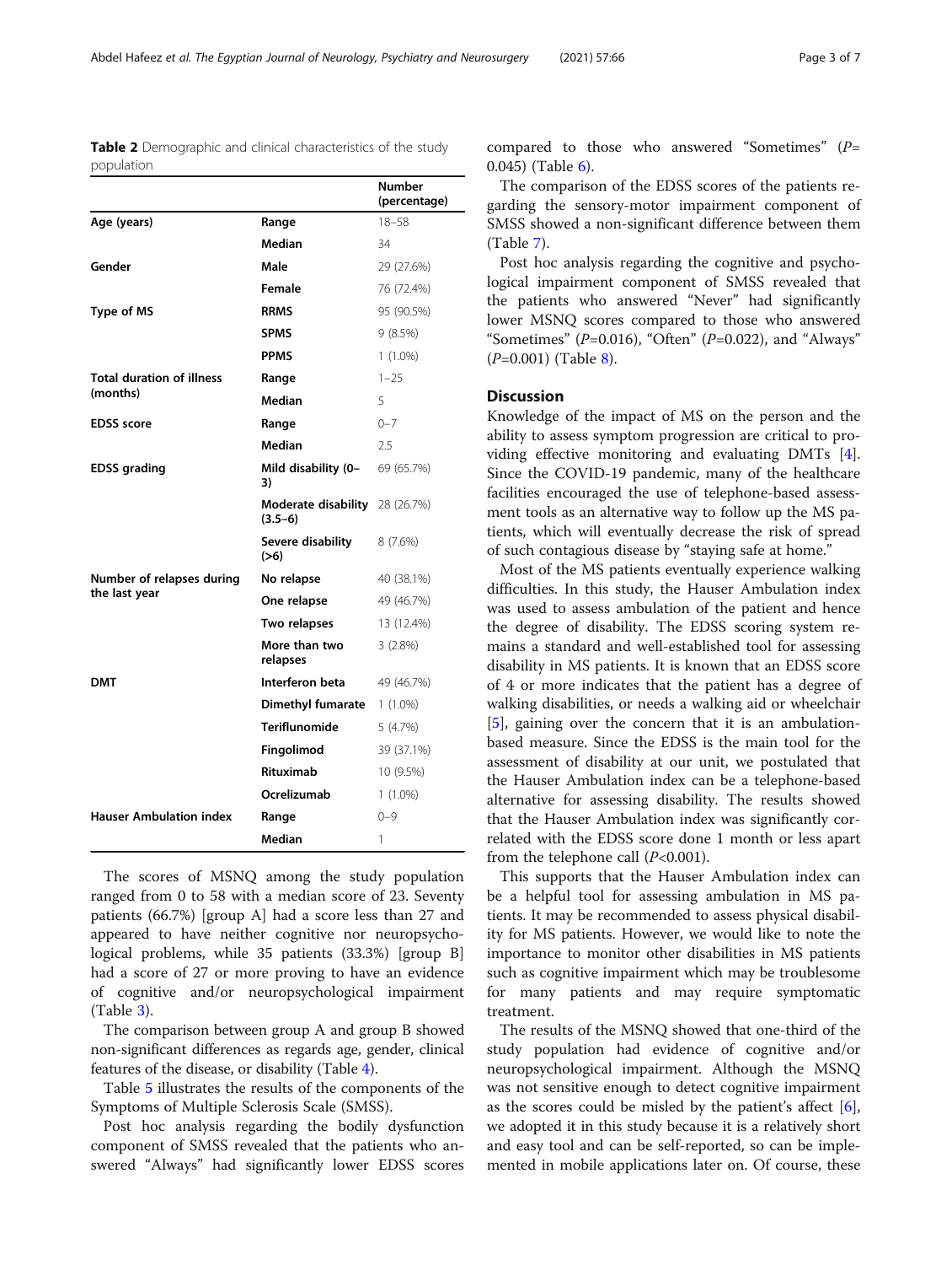**Table 2** Demographic and clinical characteristics of the study population

| | | Number (percentage) |
|---|---|---|
| **Age (years)** | **Range** | 18–58 |
| | **Median** | 34 |
| **Gender** | **Male** | 29 (27.6%) |
| | **Female** | 76 (72.4%) |
| **Type of MS** | **RRMS** | 95 (90.5%) |
| | **SPMS** | 9 (8.5%) |
| | **PPMS** | 1 (1.0%) |
| **Total duration of illness (months)** | **Range** | 1–25 |
| | **Median** | 5 |
| **EDSS score** | **Range** | 0–7 |
| | **Median** | 2.5 |
| **EDSS grading** | **Mild disability (0–3)** | 69 (65.7%) |
| | **Moderate disability (3.5–6)** | 28 (26.7%) |
| | **Severe disability (>6)** | 8 (7.6%) |
| **Number of relapses during the last year** | **No relapse** | 40 (38.1%) |
| | **One relapse** | 49 (46.7%) |
| | **Two relapses** | 13 (12.4%) |
| | **More than two relapses** | 3 (2.8%) |
| **DMT** | **Interferon beta** | 49 (46.7%) |
| | **Dimethyl fumarate** | 1 (1.0%) |
| | **Teriflunomide** | 5 (4.7%) |
| | **Fingolimod** | 39 (37.1%) |
| | **Rituximab** | 10 (9.5%) |
| | **Ocrelizumab** | 1 (1.0%) |
| **Hauser Ambulation index** | **Range** | 0–9 |
| | **Median** | 1 |

The scores of MSNQ among the study population ranged from 0 to 58 with a median score of 23. Seventy patients (66.7%) [group A] had a score less than 27 and appeared to have neither cognitive nor neuropsychological problems, while 35 patients (33.3%) [group B] had a score of 27 or more proving to have an evidence of cognitive and/or neuropsychological impairment (Table 3).

The comparison between group A and group B showed non-significant differences as regards age, gender, clinical features of the disease, or disability (Table 4).

Table 5 illustrates the results of the components of the Symptoms of Multiple Sclerosis Scale (SMSS).

Post hoc analysis regarding the bodily dysfunction component of SMSS revealed that the patients who answered "Always" had significantly lower EDSS scores compared to those who answered "Sometimes" ($P$=0.045) (Table 6).

The comparison of the EDSS scores of the patients regarding the sensory-motor impairment component of SMSS showed a non-significant difference between them (Table 7).

Post hoc analysis regarding the cognitive and psychological impairment component of SMSS revealed that the patients who answered "Never" had significantly lower MSNQ scores compared to those who answered "Sometimes" ($P$=0.016), "Often" ($P$=0.022), and "Always" ($P$=0.001) (Table 8).

## Discussion

Knowledge of the impact of MS on the person and the ability to assess symptom progression are critical to providing effective monitoring and evaluating DMTs [4]. Since the COVID-19 pandemic, many of the healthcare facilities encouraged the use of telephone-based assessment tools as an alternative way to follow up the MS patients, which will eventually decrease the risk of spread of such contagious disease by "staying safe at home."

Most of the MS patients eventually experience walking difficulties. In this study, the Hauser Ambulation index was used to assess ambulation of the patient and hence the degree of disability. The EDSS scoring system remains a standard and well-established tool for assessing disability in MS patients. It is known that an EDSS score of 4 or more indicates that the patient has a degree of walking disabilities, or needs a walking aid or wheelchair [5], gaining over the concern that it is an ambulation-based measure. Since the EDSS is the main tool for the assessment of disability at our unit, we postulated that the Hauser Ambulation index can be a telephone-based alternative for assessing disability. The results showed that the Hauser Ambulation index was significantly correlated with the EDSS score done 1 month or less apart from the telephone call ($P$<0.001).

This supports that the Hauser Ambulation index can be a helpful tool for assessing ambulation in MS patients. It may be recommended to assess physical disability for MS patients. However, we would like to note the importance to monitor other disabilities in MS patients such as cognitive impairment which may be troublesome for many patients and may require symptomatic treatment.

The results of the MSNQ showed that one-third of the study population had evidence of cognitive and/or neuropsychological impairment. Although the MSNQ was not sensitive enough to detect cognitive impairment as the scores could be misled by the patient's affect [6], we adopted it in this study because it is a relatively short and easy tool and can be self-reported, so can be implemented in mobile applications later on. Of course, these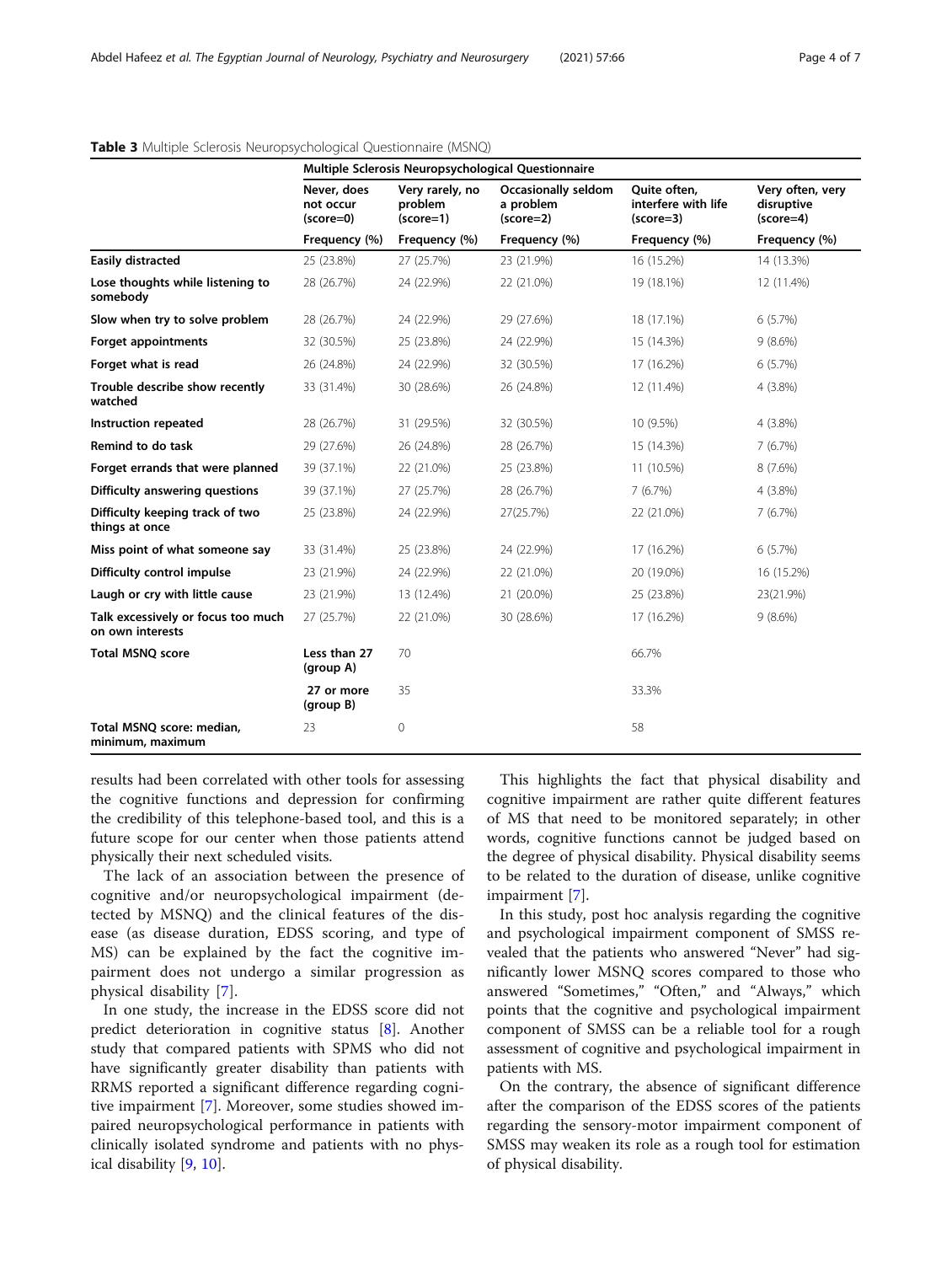**Table 3** Multiple Sclerosis Neuropsychological Questionnaire (MSNQ)

| | Multiple Sclerosis Neuropsychological Questionnaire | | | | |
|---|---|---|---|---|---|
| | Never, does not occur (score=0) | Very rarely, no problem (score=1) | Occasionally seldom a problem (score=2) | Quite often, interfere with life (score=3) | Very often, very disruptive (score=4) |
| | Frequency (%) | Frequency (%) | Frequency (%) | Frequency (%) | Frequency (%) |
| **Easily distracted** | 25 (23.8%) | 27 (25.7%) | 23 (21.9%) | 16 (15.2%) | 14 (13.3%) |
| **Lose thoughts while listening to somebody** | 28 (26.7%) | 24 (22.9%) | 22 (21.0%) | 19 (18.1%) | 12 (11.4%) |
| **Slow when try to solve problem** | 28 (26.7%) | 24 (22.9%) | 29 (27.6%) | 18 (17.1%) | 6 (5.7%) |
| **Forget appointments** | 32 (30.5%) | 25 (23.8%) | 24 (22.9%) | 15 (14.3%) | 9 (8.6%) |
| **Forget what is read** | 26 (24.8%) | 24 (22.9%) | 32 (30.5%) | 17 (16.2%) | 6 (5.7%) |
| **Trouble describe show recently watched** | 33 (31.4%) | 30 (28.6%) | 26 (24.8%) | 12 (11.4%) | 4 (3.8%) |
| **Instruction repeated** | 28 (26.7%) | 31 (29.5%) | 32 (30.5%) | 10 (9.5%) | 4 (3.8%) |
| **Remind to do task** | 29 (27.6%) | 26 (24.8%) | 28 (26.7%) | 15 (14.3%) | 7 (6.7%) |
| **Forget errands that were planned** | 39 (37.1%) | 22 (21.0%) | 25 (23.8%) | 11 (10.5%) | 8 (7.6%) |
| **Difficulty answering questions** | 39 (37.1%) | 27 (25.7%) | 28 (26.7%) | 7 (6.7%) | 4 (3.8%) |
| **Difficulty keeping track of two things at once** | 25 (23.8%) | 24 (22.9%) | 27(25.7%) | 22 (21.0%) | 7 (6.7%) |
| **Miss point of what someone say** | 33 (31.4%) | 25 (23.8%) | 24 (22.9%) | 17 (16.2%) | 6 (5.7%) |
| **Difficulty control impulse** | 23 (21.9%) | 24 (22.9%) | 22 (21.0%) | 20 (19.0%) | 16 (15.2%) |
| **Laugh or cry with little cause** | 23 (21.9%) | 13 (12.4%) | 21 (20.0%) | 25 (23.8%) | 23(21.9%) |
| **Talk excessively or focus too much on own interests** | 27 (25.7%) | 22 (21.0%) | 30 (28.6%) | 17 (16.2%) | 9 (8.6%) |
| **Total MSNQ score** | **Less than 27 (group A)** | 70 | | 66.7% | |
| | **27 or more (group B)** | 35 | | 33.3% | |
| **Total MSNQ score: median, minimum, maximum** | 23 | 0 | | 58 | |

results had been correlated with other tools for assessing the cognitive functions and depression for confirming the credibility of this telephone-based tool, and this is a future scope for our center when those patients attend physically their next scheduled visits.

The lack of an association between the presence of cognitive and/or neuropsychological impairment (detected by MSNQ) and the clinical features of the disease (as disease duration, EDSS scoring, and type of MS) can be explained by the fact the cognitive impairment does not undergo a similar progression as physical disability [7].

In one study, the increase in the EDSS score did not predict deterioration in cognitive status [8]. Another study that compared patients with SPMS who did not have significantly greater disability than patients with RRMS reported a significant difference regarding cognitive impairment [7]. Moreover, some studies showed impaired neuropsychological performance in patients with clinically isolated syndrome and patients with no physical disability [9, 10].

This highlights the fact that physical disability and cognitive impairment are rather quite different features of MS that need to be monitored separately; in other words, cognitive functions cannot be judged based on the degree of physical disability. Physical disability seems to be related to the duration of disease, unlike cognitive impairment [7].

In this study, post hoc analysis regarding the cognitive and psychological impairment component of SMSS revealed that the patients who answered "Never" had significantly lower MSNQ scores compared to those who answered "Sometimes," "Often," and "Always," which points that the cognitive and psychological impairment component of SMSS can be a reliable tool for a rough assessment of cognitive and psychological impairment in patients with MS.

On the contrary, the absence of significant difference after the comparison of the EDSS scores of the patients regarding the sensory-motor impairment component of SMSS may weaken its role as a rough tool for estimation of physical disability.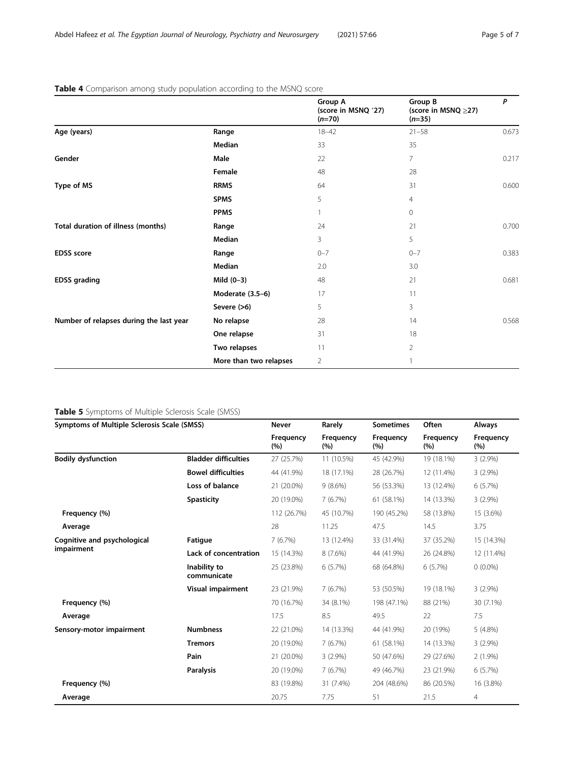**Table 4** Comparison among study population according to the MSNQ score

| | | Group A (score in MSNQ ˂27) (*n*=70) | Group B (score in MSNQ ≥27) (*n*=35) | *P* |
|---|---|---|---|---|
| **Age (years)** | **Range** | 18–42 | 21–58 | 0.673 |
| | **Median** | 33 | 35 | |
| **Gender** | **Male** | 22 | 7 | 0.217 |
| | **Female** | 48 | 28 | |
| **Type of MS** | **RRMS** | 64 | 31 | 0.600 |
| | **SPMS** | 5 | 4 | |
| | **PPMS** | 1 | 0 | |
| **Total duration of illness (months)** | **Range** | 24 | 21 | 0.700 |
| | **Median** | 3 | 5 | |
| **EDSS score** | **Range** | 0–7 | 0–7 | 0.383 |
| | **Median** | 2.0 | 3.0 | |
| **EDSS grading** | **Mild (0–3)** | 48 | 21 | 0.681 |
| | **Moderate (3.5–6)** | 17 | 11 | |
| | **Severe (>6)** | 5 | 3 | |
| **Number of relapses during the last year** | **No relapse** | 28 | 14 | 0.568 |
| | **One relapse** | 31 | 18 | |
| | **Two relapses** | 11 | 2 | |
| | **More than two relapses** | 2 | 1 | |

**Table 5** Symptoms of Multiple Sclerosis Scale (SMSS)

| **Symptoms of Multiple Sclerosis Scale (SMSS)** | | **Never** | **Rarely** | **Sometimes** | **Often** | **Always** |
|---|---|---|---|---|---|---|
| | | **Frequency (%)** | **Frequency (%)** | **Frequency (%)** | **Frequency (%)** | **Frequency (%)** |
| **Bodily dysfunction** | **Bladder difficulties** | 27 (25.7%) | 11 (10.5%) | 45 (42.9%) | 19 (18.1%) | 3 (2.9%) |
| | **Bowel difficulties** | 44 (41.9%) | 18 (17.1%) | 28 (26.7%) | 12 (11.4%) | 3 (2.9%) |
| | **Loss of balance** | 21 (20.0%) | 9 (8.6%) | 56 (53.3%) | 13 (12.4%) | 6 (5.7%) |
| | **Spasticity** | 20 (19.0%) | 7 (6.7%) | 61 (58.1%) | 14 (13.3%) | 3 (2.9%) |
| **Frequency (%)** | | 112 (26.7%) | 45 (10.7%) | 190 (45.2%) | 58 (13.8%) | 15 (3.6%) |
| **Average** | | 28 | 11.25 | 47.5 | 14.5 | 3.75 |
| **Cognitive and psychological impairment** | **Fatigue** | 7 (6.7%) | 13 (12.4%) | 33 (31.4%) | 37 (35.2%) | 15 (14.3%) |
| | **Lack of concentration** | 15 (14.3%) | 8 (7.6%) | 44 (41.9%) | 26 (24.8%) | 12 (11.4%) |
| | **Inability to communicate** | 25 (23.8%) | 6 (5.7%) | 68 (64.8%) | 6 (5.7%) | 0 (0.0%) |
| | **Visual impairment** | 23 (21.9%) | 7 (6.7%) | 53 (50.5%) | 19 (18.1%) | 3 (2.9%) |
| **Frequency (%)** | | 70 (16.7%) | 34 (8.1%) | 198 (47.1%) | 88 (21%) | 30 (7.1%) |
| **Average** | | 17.5 | 8.5 | 49.5 | 22 | 7.5 |
| **Sensory-motor impairment** | **Numbness** | 22 (21.0%) | 14 (13.3%) | 44 (41.9%) | 20 (19%) | 5 (4.8%) |
| | **Tremors** | 20 (19.0%) | 7 (6.7%) | 61 (58.1%) | 14 (13.3%) | 3 (2.9%) |
| | **Pain** | 21 (20.0%) | 3 (2.9%) | 50 (47.6%) | 29 (27.6%) | 2 (1.9%) |
| | **Paralysis** | 20 (19.0%) | 7 (6.7%) | 49 (46.7%) | 23 (21.9%) | 6 (5.7%) |
| **Frequency (%)** | | 83 (19.8%) | 31 (7.4%) | 204 (48.6%) | 86 (20.5%) | 16 (3.8%) |
| **Average** | | 20.75 | 7.75 | 51 | 21.5 | 4 |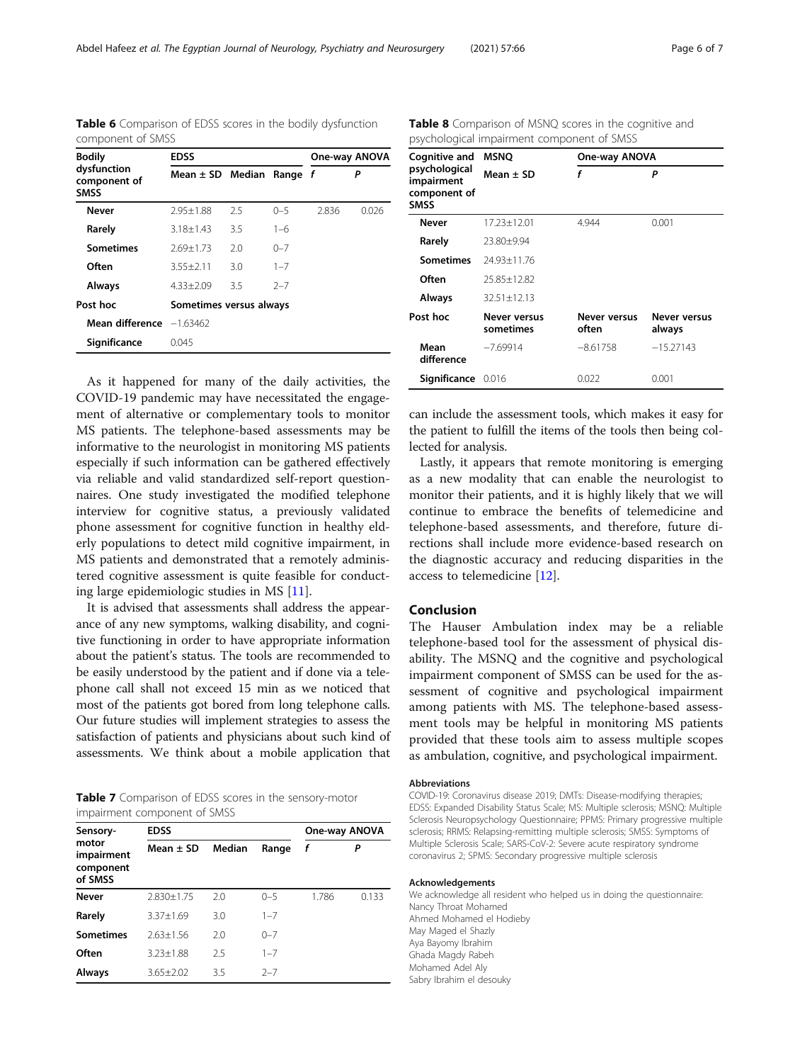**Table 6** Comparison of EDSS scores in the bodily dysfunction component of SMSS

| Bodily dysfunction component of SMSS | EDSS | | | One-way ANOVA | |
|---|---|---|---|---|---|
| | Mean ± SD | Median | Range | f | P |
| **Never** | 2.95±1.88 | 2.5 | 0–5 | 2.836 | 0.026 |
| **Rarely** | 3.18±1.43 | 3.5 | 1–6 | | |
| **Sometimes** | 2.69±1.73 | 2.0 | 0–7 | | |
| **Often** | 3.55±2.11 | 3.0 | 1–7 | | |
| **Always** | 4.33±2.09 | 3.5 | 2–7 | | |
| Post hoc | Sometimes versus always | | | | |
| **Mean difference** | −1.63462 | | | | |
| **Significance** | 0.045 | | | | |

As it happened for many of the daily activities, the COVID-19 pandemic may have necessitated the engagement of alternative or complementary tools to monitor MS patients. The telephone-based assessments may be informative to the neurologist in monitoring MS patients especially if such information can be gathered effectively via reliable and valid standardized self-report questionnaires. One study investigated the modified telephone interview for cognitive status, a previously validated phone assessment for cognitive function in healthy elderly populations to detect mild cognitive impairment, in MS patients and demonstrated that a remotely administered cognitive assessment is quite feasible for conducting large epidemiologic studies in MS [11].

It is advised that assessments shall address the appearance of any new symptoms, walking disability, and cognitive functioning in order to have appropriate information about the patient's status. The tools are recommended to be easily understood by the patient and if done via a telephone call shall not exceed 15 min as we noticed that most of the patients got bored from long telephone calls. Our future studies will implement strategies to assess the satisfaction of patients and physicians about such kind of assessments. We think about a mobile application that can include the assessment tools, which makes it easy for the patient to fulfill the items of the tools then being collected for analysis.

Lastly, it appears that remote monitoring is emerging as a new modality that can enable the neurologist to monitor their patients, and it is highly likely that we will continue to embrace the benefits of telemedicine and telephone-based assessments, and therefore, future directions shall include more evidence-based research on the diagnostic accuracy and reducing disparities in the access to telemedicine [12].

**Table 7** Comparison of EDSS scores in the sensory-motor impairment component of SMSS

| Sensory-motor impairment component of SMSS | EDSS | | | One-way ANOVA | |
|---|---|---|---|---|---|
| | Mean ± SD | Median | Range | f | P |
| **Never** | 2.830±1.75 | 2.0 | 0–5 | 1.786 | 0.133 |
| **Rarely** | 3.37±1.69 | 3.0 | 1–7 | | |
| **Sometimes** | 2.63±1.56 | 2.0 | 0–7 | | |
| **Often** | 3.23±1.88 | 2.5 | 1–7 | | |
| **Always** | 3.65±2.02 | 3.5 | 2–7 | | |

**Table 8** Comparison of MSNQ scores in the cognitive and psychological impairment component of SMSS

| Cognitive and psychological impairment component of SMSS | MSNQ | One-way ANOVA | |
|---|---|---|---|
| | Mean ± SD | f | P |
| **Never** | 17.23±12.01 | 4.944 | 0.001 |
| **Rarely** | 23.80±9.94 | | |
| **Sometimes** | 24.93±11.76 | | |
| **Often** | 25.85±12.82 | | |
| **Always** | 32.51±12.13 | | |
| Post hoc | Never versus sometimes | Never versus often | Never versus always |
| **Mean difference** | −7.69914 | −8.61758 | −15.27143 |
| **Significance** | 0.016 | 0.022 | 0.001 |

## Conclusion

The Hauser Ambulation index may be a reliable telephone-based tool for the assessment of physical disability. The MSNQ and the cognitive and psychological impairment component of SMSS can be used for the assessment of cognitive and psychological impairment among patients with MS. The telephone-based assessment tools may be helpful in monitoring MS patients provided that these tools aim to assess multiple scopes as ambulation, cognitive, and psychological impairment.

#### Abbreviations

COVID-19: Coronavirus disease 2019; DMTs: Disease-modifying therapies; EDSS: Expanded Disability Status Scale; MS: Multiple sclerosis; MSNQ: Multiple Sclerosis Neuropsychology Questionnaire; PPMS: Primary progressive multiple sclerosis; RRMS: Relapsing-remitting multiple sclerosis; SMSS: Symptoms of Multiple Sclerosis Scale; SARS-CoV-2: Severe acute respiratory syndrome coronavirus 2; SPMS: Secondary progressive multiple sclerosis

#### Acknowledgements

We acknowledge all resident who helped us in doing the questionnaire:
Nancy Throat Mohamed
Ahmed Mohamed el Hodieby
May Maged el Shazly
Aya Bayomy Ibrahim
Ghada Magdy Rabeh
Mohamed Adel Aly
Sabry Ibrahim el desouky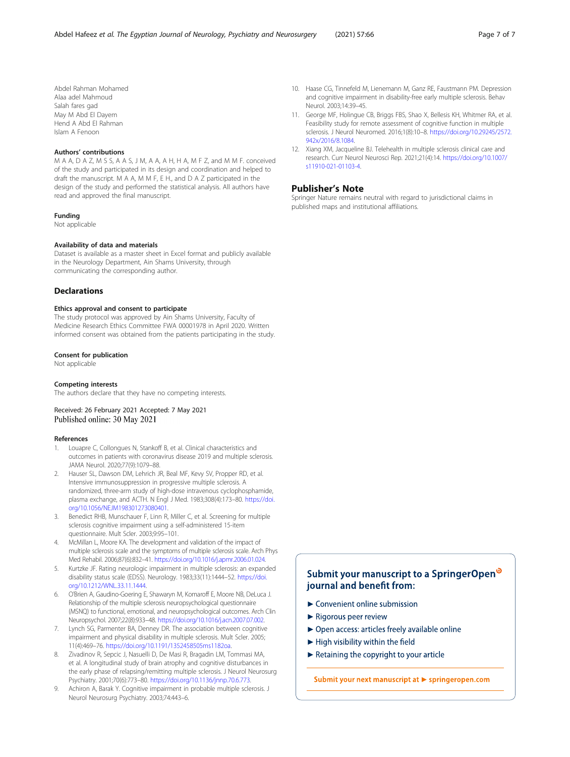Abdel Rahman Mohamed
Alaa adel Mahmoud
Salah fares gad
May M Abd El Dayem
Hend A Abd El Rahman
Islam A Fenoon

### Authors' contributions

M A A, D A Z, M S S, A A S, J M, A A, A H, H A, M F Z, and M M F. conceived of the study and participated in its design and coordination and helped to draft the manuscript. M A A, M M F, E H., and D A Z participated in the design of the study and performed the statistical analysis. All authors have read and approved the final manuscript.

### Funding

Not applicable

### Availability of data and materials

Dataset is available as a master sheet in Excel format and publicly available in the Neurology Department, Ain Shams University, through communicating the corresponding author.

## Declarations

### Ethics approval and consent to participate

The study protocol was approved by Ain Shams University, Faculty of Medicine Research Ethics Committee FWA 00001978 in April 2020. Written informed consent was obtained from the patients participating in the study.

### Consent for publication

Not applicable

### Competing interests

The authors declare that they have no competing interests.

Received: 26 February 2021 Accepted: 7 May 2021
Published online: 30 May 2021

### References

1. Louapre C, Collongues N, Stankoff B, et al. Clinical characteristics and outcomes in patients with coronavirus disease 2019 and multiple sclerosis. JAMA Neurol. 2020;77(9):1079–88.
2. Hauser SL, Dawson DM, Lehrich JR, Beal MF, Kevy SV, Propper RD, et al. Intensive immunosuppression in progressive multiple sclerosis. A randomized, three-arm study of high-dose intravenous cyclophosphamide, plasma exchange, and ACTH. N Engl J Med. 1983;308(4):173–80. https://doi.org/10.1056/NEJM198301273080401.
3. Benedict RHB, Munschauer F, Linn R, Miller C, et al. Screening for multiple sclerosis cognitive impairment using a self-administered 15-item questionnaire. Mult Scler. 2003;9:95–101.
4. McMillan L, Moore KA. The development and validation of the impact of multiple sclerosis scale and the symptoms of multiple sclerosis scale. Arch Phys Med Rehabil. 2006;87(6):832–41. https://doi.org/10.1016/j.apmr.2006.01.024.
5. Kurtzke JF. Rating neurologic impairment in multiple sclerosis: an expanded disability status scale (EDSS). Neurology. 1983;33(11):1444–52. https://doi.org/10.1212/WNL.33.11.1444.
6. O'Brien A, Gaudino-Goering E, Shawaryn M, Komaroff E, Moore NB, DeLuca J. Relationship of the multiple sclerosis neuropsychological questionnaire (MSNQ) to functional, emotional, and neuropsychological outcomes. Arch Clin Neuropsychol. 2007;22(8):933–48. https://doi.org/10.1016/j.acn.2007.07.002.
7. Lynch SG, Parmenter BA, Denney DR. The association between cognitive impairment and physical disability in multiple sclerosis. Mult Scler. 2005; 11(4):469–76. https://doi.org/10.1191/1352458505ms1182oa.
8. Zivadinov R, Sepcic J, Nasuelli D, De Masi R, Bragadin LM, Tommasi MA, et al. A longitudinal study of brain atrophy and cognitive disturbances in the early phase of relapsing/remitting multiple sclerosis. J Neurol Neurosurg Psychiatry. 2001;70(6):773–80. https://doi.org/10.1136/jnnp.70.6.773.
9. Achiron A, Barak Y. Cognitive impairment in probable multiple sclerosis. J Neurol Neurosurg Psychiatry. 2003;74:443–6.
10. Haase CG, Tinnefeld M, Lienemann M, Ganz RE, Faustmann PM. Depression and cognitive impairment in disability-free early multiple sclerosis. Behav Neurol. 2003;14:39–45.
11. George MF, Holingue CB, Briggs FBS, Shao X, Bellesis KH, Whitmer RA, et al. Feasibility study for remote assessment of cognitive function in multiple sclerosis. J Neurol Neuromed. 2016;1(8):10–8. https://doi.org/10.29245/2572.942x/2016/8.1084.
12. Xiang XM, Jacqueline BJ. Telehealth in multiple sclerosis clinical care and research. Curr Neurol Neurosci Rep. 2021;21(4):14. https://doi.org/10.1007/s11910-021-01103-4.

## Publisher's Note

Springer Nature remains neutral with regard to jurisdictional claims in published maps and institutional affiliations.

**Submit your manuscript to a SpringerOpen journal and benefit from:**

- ► Convenient online submission
- ► Rigorous peer review
- ► Open access: articles freely available online
- ► High visibility within the field
- ► Retaining the copyright to your article

Submit your next manuscript at ► springeropen.com